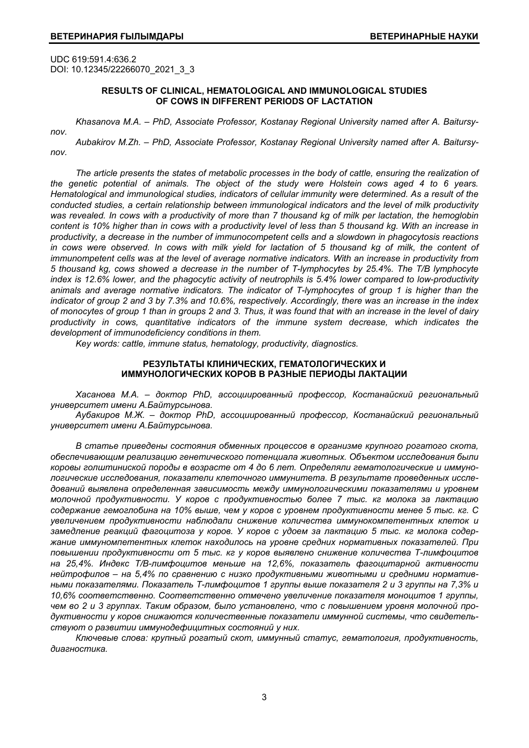UDC 619:591.4:636.2
DOI: 10.12345/22266070_2021_3_3

## RESULTS OF CLINICAL, HEMATOLOGICAL AND IMMUNOLOGICAL STUDIES OF COWS IN DIFFERENT PERIODS OF LACTATION

*Khasanova M.A. – PhD, Associate Professor, Kostanay Regional University named after A. Baitursynov.*

*Aubakirov M.Zh. – PhD, Associate Professor, Kostanay Regional University named after A. Baitursynov.*

*The article presents the states of metabolic processes in the body of cattle, ensuring the realization of the genetic potential of animals. The object of the study were Holstein cows aged 4 to 6 years. Hematological and immunological studies, indicators of cellular immunity were determined. As a result of the conducted studies, a certain relationship between immunological indicators and the level of milk productivity was revealed. In cows with a productivity of more than 7 thousand kg of milk per lactation, the hemoglobin content is 10% higher than in cows with a productivity level of less than 5 thousand kg. With an increase in productivity, a decrease in the number of immunocompetent cells and a slowdown in phagocytosis reactions in cows were observed. In cows with milk yield for lactation of 5 thousand kg of milk, the content of immunompetent cells was at the level of average normative indicators. With an increase in productivity from 5 thousand kg, cows showed a decrease in the number of T-lymphocytes by 25.4%. The T/B lymphocyte index is 12.6% lower, and the phagocytic activity of neutrophils is 5.4% lower compared to low-productivity animals and average normative indicators. The indicator of T-lymphocytes of group 1 is higher than the indicator of group 2 and 3 by 7.3% and 10.6%, respectively. Accordingly, there was an increase in the index of monocytes of group 1 than in groups 2 and 3. Thus, it was found that with an increase in the level of dairy productivity in cows, quantitative indicators of the immune system decrease, which indicates the development of immunodeficiency conditions in them.*

*Key words: cattle, immune status, hematology, productivity, diagnostics.*

## РЕЗУЛЬТАТЫ КЛИНИЧЕСКИХ, ГЕМАТОЛОГИЧЕСКИХ И ИММУНОЛОГИЧЕСКИХ КОРОВ В РАЗНЫЕ ПЕРИОДЫ ЛАКТАЦИИ

*Хасанова М.А. – доктор PhD, ассоциированный профессор, Костанайский региональный университет имени А.Байтурсынова.*

*Аубакиров М.Ж. – доктор PhD, ассоциированный профессор, Костанайский региональный университет имени А.Байтурсынова.*

*В статье приведены состояния обменных процессов в организме крупного рогатого скота, обеспечивающим реализацию генетического потенциала животных. Объектом исследования были коровы голштиниской породы в возрасте от 4 до 6 лет. Определяли гематологические и иммунологические исследования, показатели клеточного иммунитета. В результате проведенных исследований выявлена определенная зависимость между иммунологическими показателями и уровнем молочной продуктивности. У коров с продуктивностью более 7 тыс. кг молока за лактацию содержание гемоглобина на 10% выше, чем у коров с уровнем продуктивности менее 5 тыс. кг. С увеличением продуктивности наблюдали снижение количества иммунокомпетентных клеток и замедление реакций фагоцитоза у коров. У коров с удоем за лактацию 5 тыс. кг молока содержание иммуномпетентных клеток находилось на уровне средних нормативных показателей. При повышении продуктивности от 5 тыс. кг у коров выявлено снижение количества Т-лимфоцитов на 25,4%. Индекс Т/В-лимфоцитов меньше на 12,6%, показатель фагоцитарной активности нейтрофилов – на 5,4% по сравнению с низко продуктивными животными и средними нормативными показателями. Показатель Т-лимфоцитов 1 группы выше показателя 2 и 3 группы на 7,3% и 10,6% соответственно. Соответственно отмечено увеличение показателя моноцитов 1 группы, чем во 2 и 3 группах. Таким образом, было установлено, что с повышением уровня молочной продуктивности у коров снижаются количественные показатели иммунной системы, что свидетельствуют о развитии иммунодефицитных состояний у них.*

*Ключевые слова: крупный рогатый скот, иммунный статус, гематология, продуктивность, диагностика.*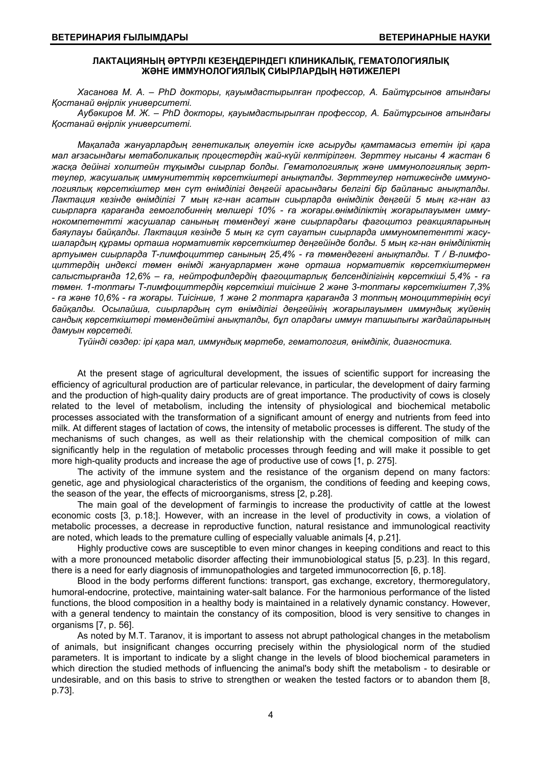## ЛАКТАЦИЯНЫҢ ӘРТҮРЛІ КЕЗЕҢДЕРІНДЕГІ КЛИНИКАЛЫҚ, ГЕМАТОЛОГИЯЛЫҚ ЖӘНЕ ИММУНОЛОГИЯЛЫҚ СИЫРЛАРДЫҢ НӘТИЖЕЛЕРІ

*Хасанова М. А. – PhD докторы, қауымдастырылған профессор, А. Байтұрсынов атындағы Қостанай өңірлік университеті.*

*Аубәкиров М. Ж. – PhD докторы, қауымдастырылған профессор, А. Байтұрсынов атындағы Қостанай өңірлік университеті.*

*Мақалада жануарлардың генетикалық әлеуетін іске асыруды қамтамасыз ететін ірі қара мал ағзасындағы метаболикалық процестердің жай-күйі келтірілген. Зерттеу нысаны 4 жастан 6 жасқа дейінгі холштейн тұқымды сиырлар болды. Гематологиялық және иммунологиялық зерттеулер, жасушалық иммунитеттің көрсеткіштері анықталды. Зерттеулер нәтижесінде иммунологиялық көрсеткіштер мен сүт өнімділігі деңгейі арасындағы белгілі бір байланыс анықталды. Лактация кезінде өнімділігі 7 мың кг-нан асатын сиырларда өнімділік деңгейі 5 мың кг-нан аз сиырларға қарағанда гемоглобиннің мөлшері 10% - ға жоғары.өнімділіктің жоғарылауымен иммунокомпетентті жасушалар санының төмендеуі және сиырлардағы фагоцитоз реакцияларының баяулауы байқалды. Лактация кезінде 5 мың кг сүт сауатын сиырларда иммуномпетентті жасушалардың құрамы орташа нормативтік көрсеткіштер деңгейінде болды. 5 мың кг-нан өнімділіктің артуымен сиырларда Т-лимфоциттер санының 25,4% - ға төмендегені анықталды. Т / В-лимфоциттердің индексі төмен өнімді жануарлармен және орташа нормативтік көрсеткіштермен салыстырғанда 12,6% – ға, нейтрофилдердің фагоцитарлық белсенділігінің көрсеткіші 5,4% - ға төмен. 1-топтағы Т-лимфоциттердің көрсеткіші тиісінше 2 және 3-топтағы көрсеткіштен 7,3% - ға және 10,6% - ға жоғары. Тиісінше, 1 және 2 топтарға қарағанда 3 топтың моноциттерінің өсуі байқалды. Осылайша, сиырлардың сүт өнімділігі деңгейінің жоғарылауымен иммундық жүйенің сандық көрсеткіштері төмендейтіні анықталды, бұл олардағы иммун тапшылығы жағдайларының дамуын көрсетеді.*

*Түйінді сөздер: ірі қара мал, иммундық мәртебе, гематология, өнімділік, диагностика.*

At the present stage of agricultural development, the issues of scientific support for increasing the efficiency of agricultural production are of particular relevance, in particular, the development of dairy farming and the production of high-quality dairy products are of great importance. The productivity of cows is closely related to the level of metabolism, including the intensity of physiological and biochemical metabolic processes associated with the transformation of a significant amount of energy and nutrients from feed into milk. At different stages of lactation of cows, the intensity of metabolic processes is different. The study of the mechanisms of such changes, as well as their relationship with the chemical composition of milk can significantly help in the regulation of metabolic processes through feeding and will make it possible to get more high-quality products and increase the age of productive use of cows [1, p. 275].

The activity of the immune system and the resistance of the organism depend on many factors: genetic, age and physiological characteristics of the organism, the conditions of feeding and keeping cows, the season of the year, the effects of microorganisms, stress [2, p.28].

The main goal of the development of farmingis to increase the productivity of cattle at the lowest economic costs [3, p.18;]. However, with an increase in the level of productivity in cows, a violation of metabolic processes, a decrease in reproductive function, natural resistance and immunological reactivity are noted, which leads to the premature culling of especially valuable animals [4, p.21].

Highly productive cows are susceptible to even minor changes in keeping conditions and react to this with a more pronounced metabolic disorder affecting their immunobiological status [5, p.23]. In this regard, there is a need for early diagnosis of immunopathologies and targeted immunocorrection [6, p.18].

Blood in the body performs different functions: transport, gas exchange, excretory, thermoregulatory, humoral-endocrine, protective, maintaining water-salt balance. For the harmonious performance of the listed functions, the blood composition in a healthy body is maintained in a relatively dynamic constancy. However, with a general tendency to maintain the constancy of its composition, blood is very sensitive to changes in organisms [7, p. 56].

As noted by M.T. Taranov, it is important to assess not abrupt pathological changes in the metabolism of animals, but insignificant changes occurring precisely within the physiological norm of the studied parameters. It is important to indicate by a slight change in the levels of blood biochemical parameters in which direction the studied methods of influencing the animal's body shift the metabolism - to desirable or undesirable, and on this basis to strive to strengthen or weaken the tested factors or to abandon them [8, p.73].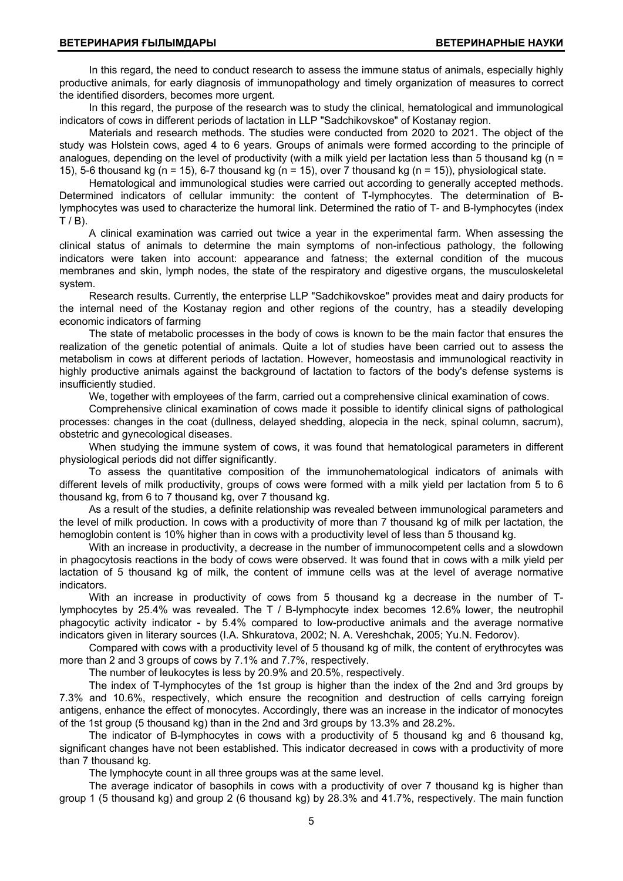In this regard, the need to conduct research to assess the immune status of animals, especially highly productive animals, for early diagnosis of immunopathology and timely organization of measures to correct the identified disorders, becomes more urgent.

In this regard, the purpose of the research was to study the clinical, hematological and immunological indicators of cows in different periods of lactation in LLP "Sadchikovskoe" of Kostanay region.

Materials and research methods. The studies were conducted from 2020 to 2021. The object of the study was Holstein cows, aged 4 to 6 years. Groups of animals were formed according to the principle of analogues, depending on the level of productivity (with a milk yield per lactation less than 5 thousand kg (n = 15), 5-6 thousand kg (n = 15), 6-7 thousand kg (n = 15), over 7 thousand kg (n = 15)), physiological state.

Hematological and immunological studies were carried out according to generally accepted methods. Determined indicators of cellular immunity: the content of T-lymphocytes. The determination of B-lymphocytes was used to characterize the humoral link. Determined the ratio of T- and B-lymphocytes (index T / B).

A clinical examination was carried out twice a year in the experimental farm. When assessing the clinical status of animals to determine the main symptoms of non-infectious pathology, the following indicators were taken into account: appearance and fatness; the external condition of the mucous membranes and skin, lymph nodes, the state of the respiratory and digestive organs, the musculoskeletal system.

Research results. Currently, the enterprise LLP "Sadchikovskoe" provides meat and dairy products for the internal need of the Kostanay region and other regions of the country, has a steadily developing economic indicators of farming

The state of metabolic processes in the body of cows is known to be the main factor that ensures the realization of the genetic potential of animals. Quite a lot of studies have been carried out to assess the metabolism in cows at different periods of lactation. However, homeostasis and immunological reactivity in highly productive animals against the background of lactation to factors of the body's defense systems is insufficiently studied.

We, together with employees of the farm, carried out a comprehensive clinical examination of cows.

Comprehensive clinical examination of cows made it possible to identify clinical signs of pathological processes: changes in the coat (dullness, delayed shedding, alopecia in the neck, spinal column, sacrum), obstetric and gynecological diseases.

When studying the immune system of cows, it was found that hematological parameters in different physiological periods did not differ significantly.

To assess the quantitative composition of the immunohematological indicators of animals with different levels of milk productivity, groups of cows were formed with a milk yield per lactation from 5 to 6 thousand kg, from 6 to 7 thousand kg, over 7 thousand kg.

As a result of the studies, a definite relationship was revealed between immunological parameters and the level of milk production. In cows with a productivity of more than 7 thousand kg of milk per lactation, the hemoglobin content is 10% higher than in cows with a productivity level of less than 5 thousand kg.

With an increase in productivity, a decrease in the number of immunocompetent cells and a slowdown in phagocytosis reactions in the body of cows were observed. It was found that in cows with a milk yield per lactation of 5 thousand kg of milk, the content of immune cells was at the level of average normative indicators.

With an increase in productivity of cows from 5 thousand kg a decrease in the number of T-lymphocytes by 25.4% was revealed. The T / B-lymphocyte index becomes 12.6% lower, the neutrophil phagocytic activity indicator - by 5.4% compared to low-productive animals and the average normative indicators given in literary sources (I.A. Shkuratova, 2002; N. A. Vereshchak, 2005; Yu.N. Fedorov).

Compared with cows with a productivity level of 5 thousand kg of milk, the content of erythrocytes was more than 2 and 3 groups of cows by 7.1% and 7.7%, respectively.

The number of leukocytes is less by 20.9% and 20.5%, respectively.

The index of T-lymphocytes of the 1st group is higher than the index of the 2nd and 3rd groups by 7.3% and 10.6%, respectively, which ensure the recognition and destruction of cells carrying foreign antigens, enhance the effect of monocytes. Accordingly, there was an increase in the indicator of monocytes of the 1st group (5 thousand kg) than in the 2nd and 3rd groups by 13.3% and 28.2%.

The indicator of B-lymphocytes in cows with a productivity of 5 thousand kg and 6 thousand kg, significant changes have not been established. This indicator decreased in cows with a productivity of more than 7 thousand kg.

The lymphocyte count in all three groups was at the same level.

The average indicator of basophils in cows with a productivity of over 7 thousand kg is higher than group 1 (5 thousand kg) and group 2 (6 thousand kg) by 28.3% and 41.7%, respectively. The main function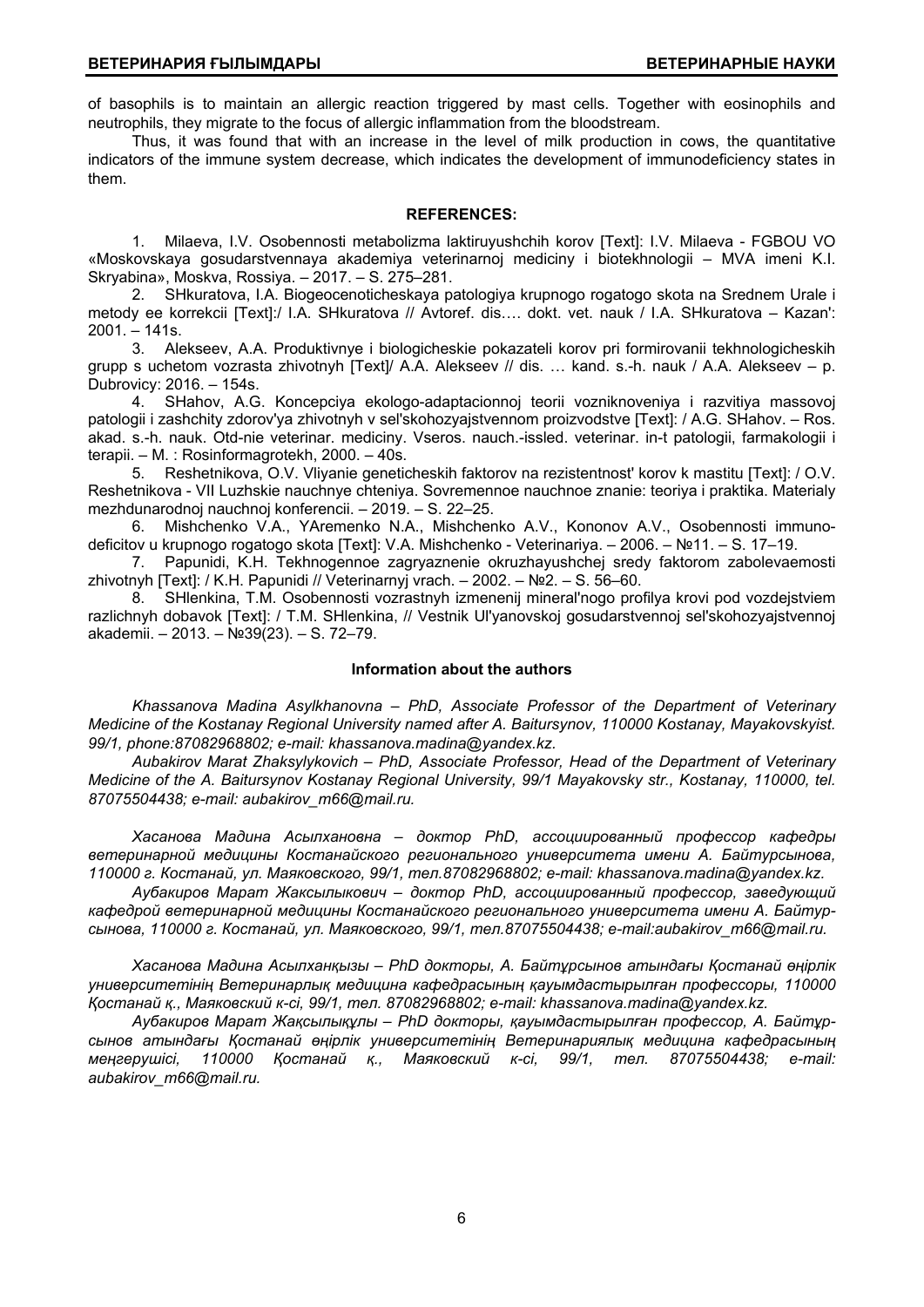of basophils is to maintain an allergic reaction triggered by mast cells. Together with eosinophils and neutrophils, they migrate to the focus of allergic inflammation from the bloodstream.

Thus, it was found that with an increase in the level of milk production in cows, the quantitative indicators of the immune system decrease, which indicates the development of immunodeficiency states in them.

## REFERENCES:

1. Milaeva, I.V. Osobennosti metabolizma laktiruyushchih korov [Text]: I.V. Milaeva - FGBOU VO «Moskovskaya gosudarstvennaya akademiya veterinarnoj mediciny i biotekhnologii – MVA imeni K.I. Skryabina», Moskva, Rossiya. – 2017. – S. 275–281.
2. SHkuratova, I.A. Biogeocenoticheskaya patologiya krupnogo rogatogo skota na Srednem Urale i metody ee korrekcii [Text]:/ I.A. SHkuratova // Avtoref. dis…. dokt. vet. nauk / I.A. SHkuratova – Kazan': 2001. – 141s.
3. Alekseev, A.A. Produktivnye i biologicheskie pokazateli korov pri formirovanii tekhnologicheskih grupp s uchetom vozrasta zhivotnyh [Text]/ A.A. Alekseev // dis. … kand. s.-h. nauk / A.A. Alekseev – p. Dubrovicy: 2016. – 154s.
4. SHahov, A.G. Koncepciya ekologo-adaptacionnoj teorii vozniknoveniya i razvitiya massovoj patologii i zashchity zdorov'ya zhivotnyh v sel'skohozyajstvennom proizvodstve [Text]: / A.G. SHahov. – Ros. akad. s.-h. nauk. Otd-nie veterinar. mediciny. Vseros. nauch.-issled. veterinar. in-t patologii, farmakologii i terapii. – M. : Rosinformagrotekh, 2000. – 40s.
5. Reshetnikova, O.V. Vliyanie geneticheskih faktorov na rezistentnost' korov k mastitu [Text]: / O.V. Reshetnikova - VII Luzhskie nauchnye chteniya. Sovremennoe nauchnoe znanie: teoriya i praktika. Materialy mezhdunarodnoj nauchnoj konferencii. – 2019. – S. 22–25.
6. Mishchenko V.A., YAremenko N.A., Mishchenko A.V., Kononov A.V., Osobennosti immuno-deficitov u krupnogo rogatogo skota [Text]: V.A. Mishchenko - Veterinariya. – 2006. – №11. – S. 17–19.
7. Papunidi, K.H. Tekhnogennoe zagryaznenie okruzhayushchej sredy faktorom zabolevaemosti zhivotnyh [Text]: / K.H. Papunidi // Veterinarnyj vrach. – 2002. – №2. – S. 56–60.
8. SHlenkina, T.M. Osobennosti vozrastnyh izmenenij mineral'nogo profilya krovi pod vozdejstviem razlichnyh dobavok [Text]: / T.M. SHlenkina, // Vestnik Ul'yanovskoj gosudarstvennoj sel'skohozyajstvennoj akademii. – 2013. – №39(23). – S. 72–79.

### Information about the authors

*Khassanova Madina Asylkhanovna – PhD, Associate Professor of the Department of Veterinary Medicine of the Kostanay Regional University named after A. Baitursynov, 110000 Kostanay, Mayakovskyist. 99/1, phone:87082968802; e-mail: khassanova.madina@yandex.kz.*

*Aubakirov Marat Zhaksylykovich – PhD, Associate Professor, Head of the Department of Veterinary Medicine of the A. Baitursynov Kostanay Regional University, 99/1 Mayakovsky str., Kostanay, 110000, tel. 87075504438; e-mail: aubakirov_m66@mail.ru.*

*Хасанова Мадина Асылхановна – доктор PhD, ассоциированный профессор кафедры ветеринарной медицины Костанайского регионального университета имени А. Байтурсынова, 110000 г. Костанай, ул. Маяковского, 99/1, тел.87082968802; e-mail: khassanova.madina@yandex.kz.*

*Аубакиров Марат Жаксылыкович – доктор PhD, ассоциированный профессор, заведующий кафедрой ветеринарной медицины Костанайского регионального университета имени А. Байтурсынова, 110000 г. Костанай, ул. Маяковского, 99/1, тел.87075504438; e-mail:aubakirov_m66@mail.ru.*

*Хасанова Мадина Асылханқызы – PhD докторы, А. Байтұрсынов атындағы Қостанай өңірлік университетінің Ветеринарлық медицина кафедрасының қауымдастырылған профессоры, 110000 Қостанай қ., Маяковский к-сі, 99/1, тел. 87082968802; e-mail: khassanova.madina@yandex.kz.*

*Аубакиров Марат Жақсылықұлы – PhD докторы, қауымдастырылған профессор, А. Байтұрсынов атындағы Қостанай өңірлік университетінің Ветеринариялық медицина кафедрасының меңгерушісі, 110000 Қостанай қ., Маяковский к-сі, 99/1, тел. 87075504438; e-mail: aubakirov_m66@mail.ru.*